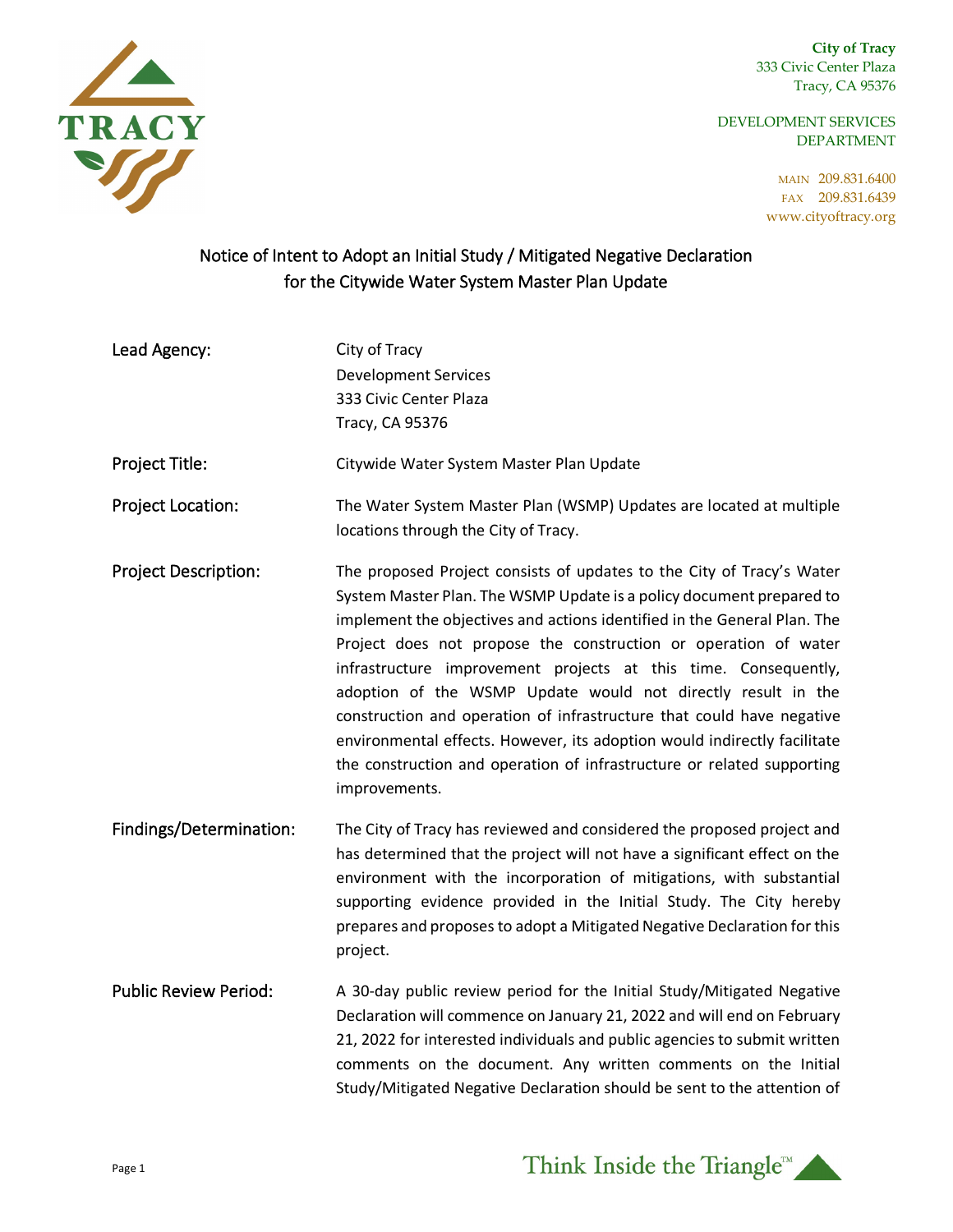**City of Tracy**
333 Civic Center Plaza
Tracy, CA 95376

DEVELOPMENT SERVICES DEPARTMENT

MAIN 209.831.6400
FAX 209.831.6439
www.cityoftracy.org

# Notice of Intent to Adopt an Initial Study / Mitigated Negative Declaration for the Citywide Water System Master Plan Update

**Lead Agency:** City of Tracy
Development Services
333 Civic Center Plaza
Tracy, CA 95376

**Project Title:** Citywide Water System Master Plan Update

**Project Location:** The Water System Master Plan (WSMP) Updates are located at multiple locations through the City of Tracy.

**Project Description:** The proposed Project consists of updates to the City of Tracy's Water System Master Plan. The WSMP Update is a policy document prepared to implement the objectives and actions identified in the General Plan. The Project does not propose the construction or operation of water infrastructure improvement projects at this time. Consequently, adoption of the WSMP Update would not directly result in the construction and operation of infrastructure that could have negative environmental effects. However, its adoption would indirectly facilitate the construction and operation of infrastructure or related supporting improvements.

**Findings/Determination:** The City of Tracy has reviewed and considered the proposed project and has determined that the project will not have a significant effect on the environment with the incorporation of mitigations, with substantial supporting evidence provided in the Initial Study. The City hereby prepares and proposes to adopt a Mitigated Negative Declaration for this project.

**Public Review Period:** A 30-day public review period for the Initial Study/Mitigated Negative Declaration will commence on January 21, 2022 and will end on February 21, 2022 for interested individuals and public agencies to submit written comments on the document. Any written comments on the Initial Study/Mitigated Negative Declaration should be sent to the attention of

Think Inside the Triangle™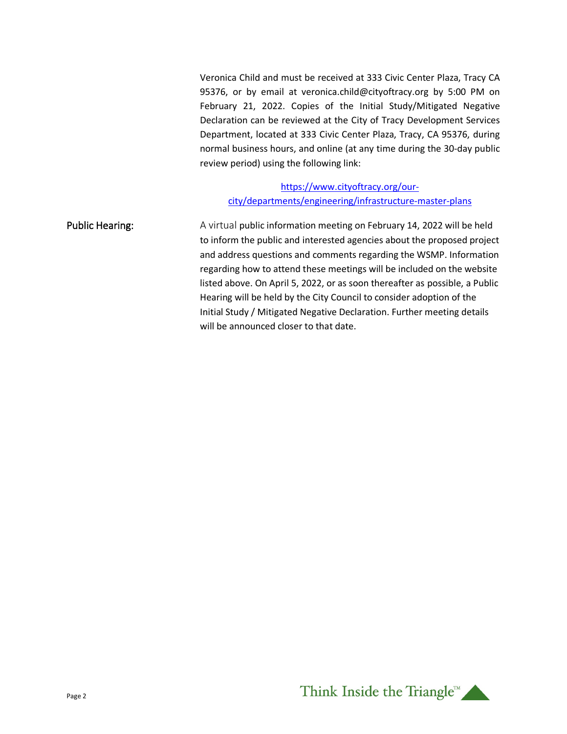Veronica Child and must be received at 333 Civic Center Plaza, Tracy CA 95376, or by email at veronica.child@cityoftracy.org by 5:00 PM on February 21, 2022. Copies of the Initial Study/Mitigated Negative Declaration can be reviewed at the City of Tracy Development Services Department, located at 333 Civic Center Plaza, Tracy, CA 95376, during normal business hours, and online (at any time during the 30-day public review period) using the following link:

https://www.cityoftracy.org/our-city/departments/engineering/infrastructure-master-plans

Public Hearing: A virtual public information meeting on February 14, 2022 will be held to inform the public and interested agencies about the proposed project and address questions and comments regarding the WSMP. Information regarding how to attend these meetings will be included on the website listed above. On April 5, 2022, or as soon thereafter as possible, a Public Hearing will be held by the City Council to consider adoption of the Initial Study / Mitigated Negative Declaration. Further meeting details will be announced closer to that date.

Think Inside the Triangle™